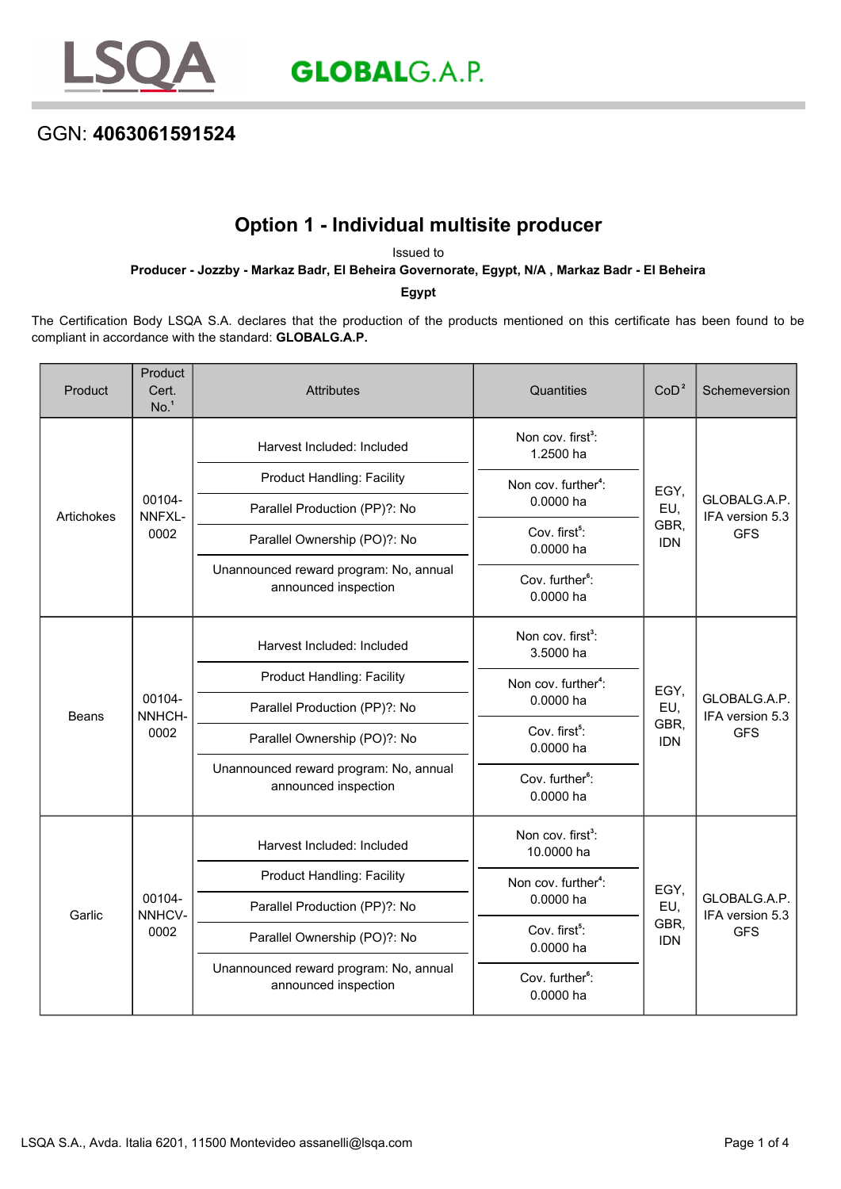LSQA GLOBALG.A.P.

GGN: **4063061591524**

# Option 1 - Individual multisite producer

Issued to

**Producer - Jozzby - Markaz Badr, El Beheira Governorate, Egypt, N/A , Markaz Badr - El Beheira**

**Egypt**

The Certification Body LSQA S.A. declares that the production of the products mentioned on this certificate has been found to be compliant in accordance with the standard: **GLOBALG.A.P.**

| Product | Product Cert. No.[1] | Attributes | Quantities | CoD[2] | Schemeversion |
|---|---|---|---|---|---|
| Artichokes | 00104-NNFXL-0002 | Harvest Included: Included<br>Product Handling: Facility<br>Parallel Production (PP)?: No<br>Parallel Ownership (PO)?: No<br>Unannounced reward program: No, annual announced inspection | Non cov. first[3]: 1.2500 ha<br>Non cov. further[4]: 0.0000 ha<br>Cov. first[5]: 0.0000 ha<br>Cov. further[6]: 0.0000 ha | EGY, EU, GBR, IDN | GLOBALG.A.P. IFA version 5.3 GFS |
| Beans | 00104-NNHCH-0002 | Harvest Included: Included<br>Product Handling: Facility<br>Parallel Production (PP)?: No<br>Parallel Ownership (PO)?: No<br>Unannounced reward program: No, annual announced inspection | Non cov. first[3]: 3.5000 ha<br>Non cov. further[4]: 0.0000 ha<br>Cov. first[5]: 0.0000 ha<br>Cov. further[6]: 0.0000 ha | EGY, EU, GBR, IDN | GLOBALG.A.P. IFA version 5.3 GFS |
| Garlic | 00104-NNHCV-0002 | Harvest Included: Included<br>Product Handling: Facility<br>Parallel Production (PP)?: No<br>Parallel Ownership (PO)?: No<br>Unannounced reward program: No, annual announced inspection | Non cov. first[3]: 10.0000 ha<br>Non cov. further[4]: 0.0000 ha<br>Cov. first[5]: 0.0000 ha<br>Cov. further[6]: 0.0000 ha | EGY, EU, GBR, IDN | GLOBALG.A.P. IFA version 5.3 GFS |

LSQA S.A., Avda. Italia 6201, 11500 Montevideo assanelli@lsqa.com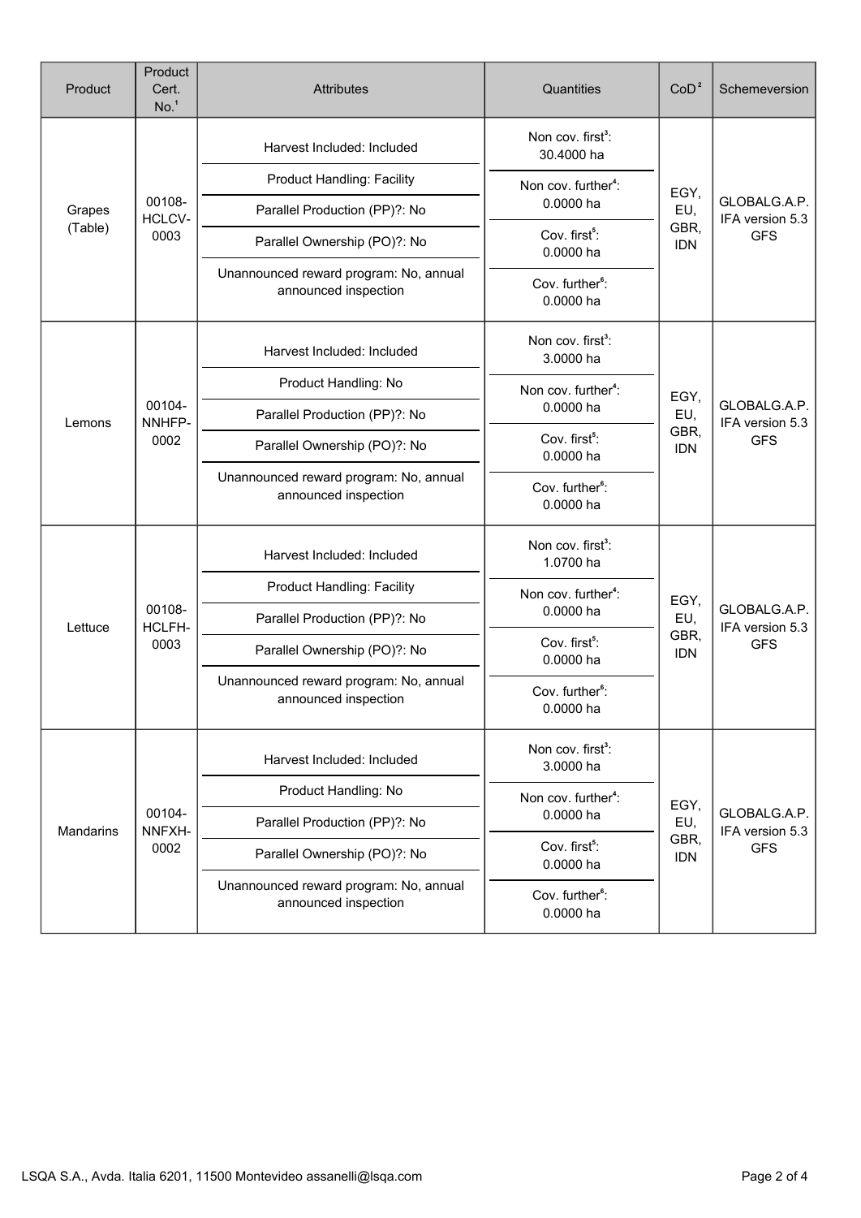| Product | Product Cert. No.[1] | Attributes | Quantities | CoD[2] | Schemeversion |
|---|---|---|---|---|---|
| Grapes (Table) | 00108-HCLCV-0003 | Harvest Included: Included<br>Product Handling: Facility<br>Parallel Production (PP)?: No<br>Parallel Ownership (PO)?: No<br>Unannounced reward program: No, annual announced inspection | Non cov. first[3]: 30.4000 ha<br>Non cov. further[4]: 0.0000 ha<br>Cov. first[5]: 0.0000 ha<br>Cov. further[6]: 0.0000 ha | EGY, EU, GBR, IDN | GLOBALG.A.P. IFA version 5.3 GFS |
| Lemons | 00104-NNHFP-0002 | Harvest Included: Included<br>Product Handling: No<br>Parallel Production (PP)?: No<br>Parallel Ownership (PO)?: No<br>Unannounced reward program: No, annual announced inspection | Non cov. first[3]: 3.0000 ha<br>Non cov. further[4]: 0.0000 ha<br>Cov. first[5]: 0.0000 ha<br>Cov. further[6]: 0.0000 ha | EGY, EU, GBR, IDN | GLOBALG.A.P. IFA version 5.3 GFS |
| Lettuce | 00108-HCLFH-0003 | Harvest Included: Included<br>Product Handling: Facility<br>Parallel Production (PP)?: No<br>Parallel Ownership (PO)?: No<br>Unannounced reward program: No, annual announced inspection | Non cov. first[3]: 1.0700 ha<br>Non cov. further[4]: 0.0000 ha<br>Cov. first[5]: 0.0000 ha<br>Cov. further[6]: 0.0000 ha | EGY, EU, GBR, IDN | GLOBALG.A.P. IFA version 5.3 GFS |
| Mandarins | 00104-NNFXH-0002 | Harvest Included: Included<br>Product Handling: No<br>Parallel Production (PP)?: No<br>Parallel Ownership (PO)?: No<br>Unannounced reward program: No, annual announced inspection | Non cov. first[3]: 3.0000 ha<br>Non cov. further[4]: 0.0000 ha<br>Cov. first[5]: 0.0000 ha<br>Cov. further[6]: 0.0000 ha | EGY, EU, GBR, IDN | GLOBALG.A.P. IFA version 5.3 GFS |

LSQA S.A., Avda. Italia 6201, 11500 Montevideo assanelli@lsqa.com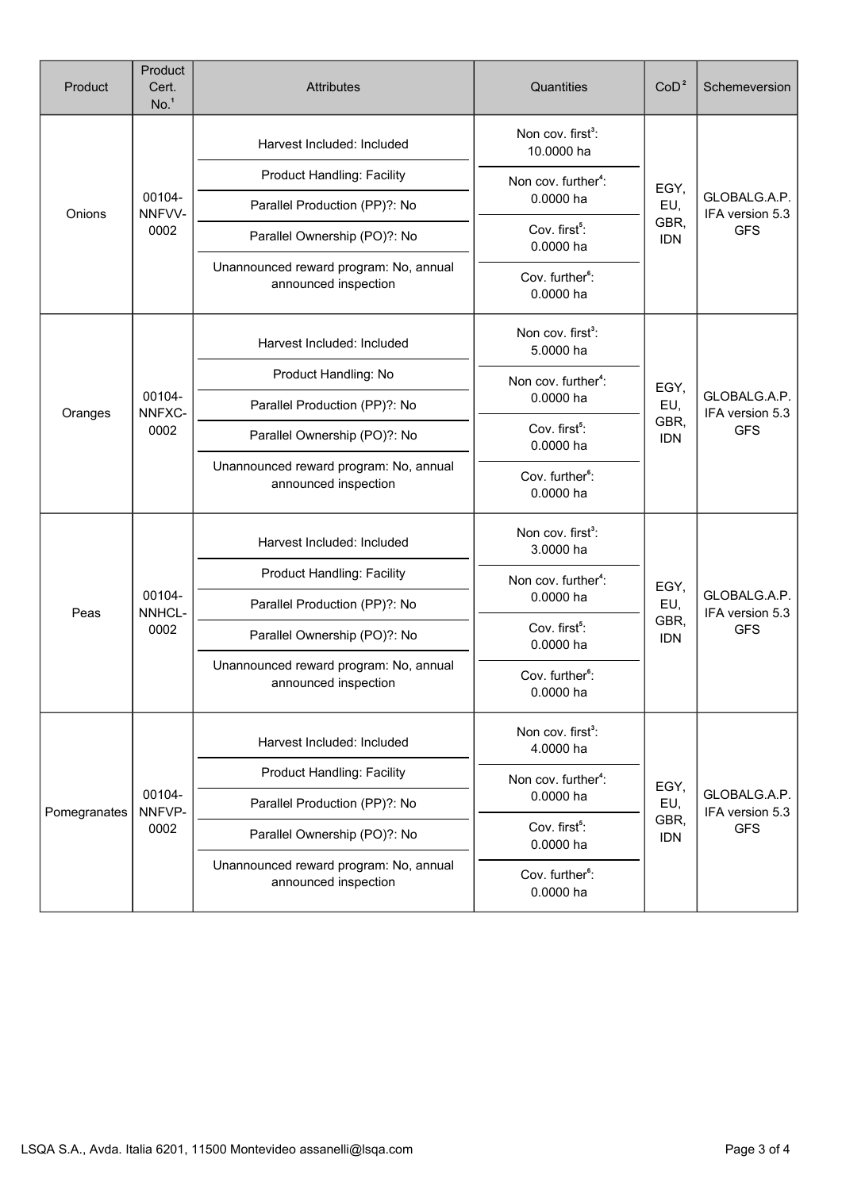| Product | Product Cert. No.[1] | Attributes | Quantities | CoD[2] | Schemeversion |
|---|---|---|---|---|---|
| Onions | 00104-NNFVV-0002 | Harvest Included: Included<br>Product Handling: Facility<br>Parallel Production (PP)?: No<br>Parallel Ownership (PO)?: No<br>Unannounced reward program: No, annual announced inspection | Non cov. first[3]: 10.0000 ha<br>Non cov. further[4]: 0.0000 ha<br>Cov. first[5]: 0.0000 ha<br>Cov. further[6]: 0.0000 ha | EGY, EU, GBR, IDN | GLOBALG.A.P. IFA version 5.3 GFS |
| Oranges | 00104-NNFXC-0002 | Harvest Included: Included<br>Product Handling: No<br>Parallel Production (PP)?: No<br>Parallel Ownership (PO)?: No<br>Unannounced reward program: No, annual announced inspection | Non cov. first[3]: 5.0000 ha<br>Non cov. further[4]: 0.0000 ha<br>Cov. first[5]: 0.0000 ha<br>Cov. further[6]: 0.0000 ha | EGY, EU, GBR, IDN | GLOBALG.A.P. IFA version 5.3 GFS |
| Peas | 00104-NNHCL-0002 | Harvest Included: Included<br>Product Handling: Facility<br>Parallel Production (PP)?: No<br>Parallel Ownership (PO)?: No<br>Unannounced reward program: No, annual announced inspection | Non cov. first[3]: 3.0000 ha<br>Non cov. further[4]: 0.0000 ha<br>Cov. first[5]: 0.0000 ha<br>Cov. further[6]: 0.0000 ha | EGY, EU, GBR, IDN | GLOBALG.A.P. IFA version 5.3 GFS |
| Pomegranates | 00104-NNFVP-0002 | Harvest Included: Included<br>Product Handling: Facility<br>Parallel Production (PP)?: No<br>Parallel Ownership (PO)?: No<br>Unannounced reward program: No, annual announced inspection | Non cov. first[3]: 4.0000 ha<br>Non cov. further[4]: 0.0000 ha<br>Cov. first[5]: 0.0000 ha<br>Cov. further[6]: 0.0000 ha | EGY, EU, GBR, IDN | GLOBALG.A.P. IFA version 5.3 GFS |

LSQA S.A., Avda. Italia 6201, 11500 Montevideo assanelli@lsqa.com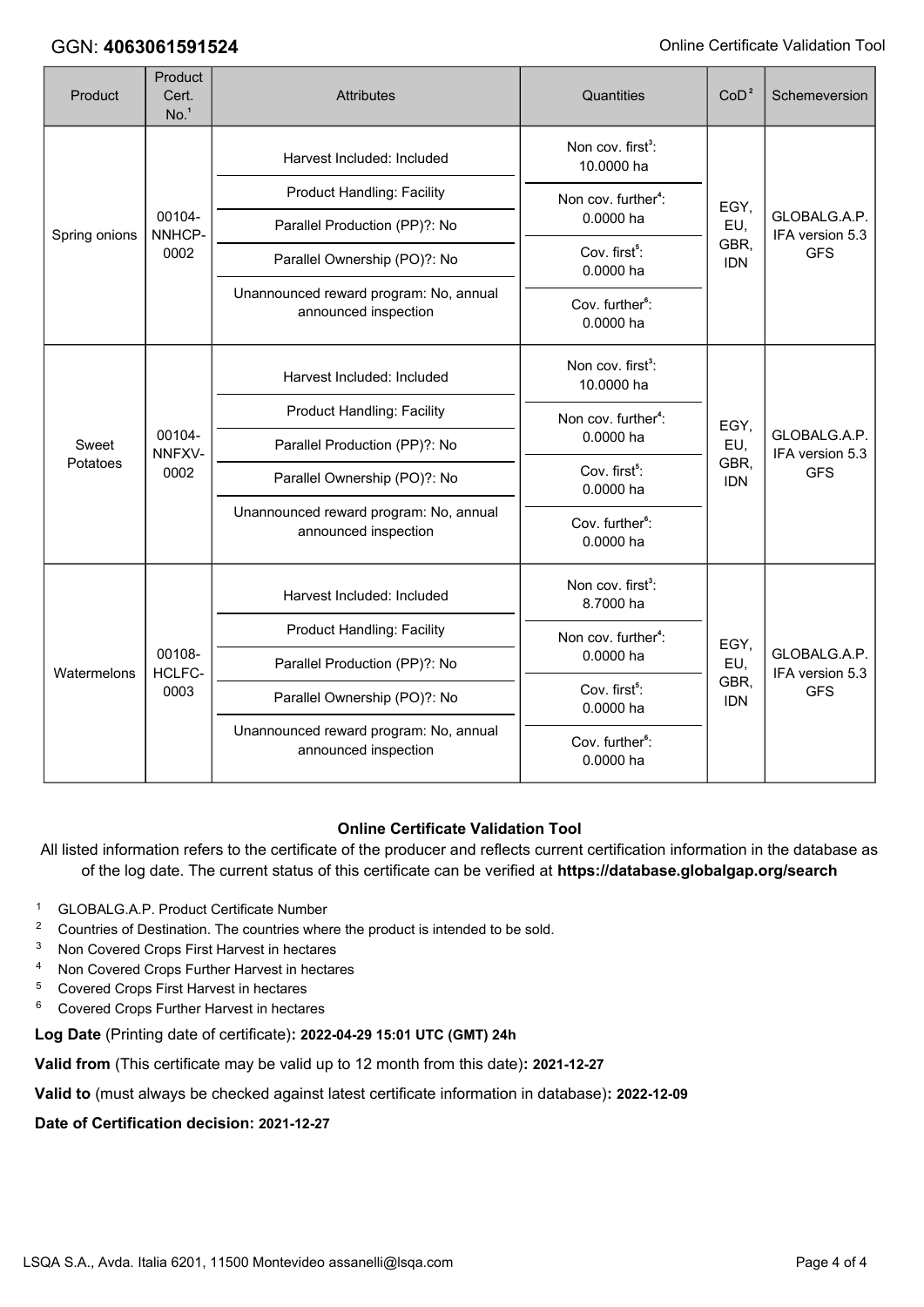GGN: **4063061591524**

| Product | Product Cert. No.[1] | Attributes | Quantities | CoD[2] | Schemeversion |
|---|---|---|---|---|---|
| Spring onions | 00104-NNHCP-0002 | Harvest Included: Included | Non cov. first[3]: 10.0000 ha | EGY, EU, GBR, IDN | GLOBALG.A.P. IFA version 5.3 GFS |
| | | Product Handling: Facility | Non cov. further[4]: 0.0000 ha | | |
| | | Parallel Production (PP)?: No | Cov. first[5]: 0.0000 ha | | |
| | | Parallel Ownership (PO)?: No | Cov. further[6]: 0.0000 ha | | |
| | | Unannounced reward program: No, annual announced inspection | | | |
| Sweet Potatoes | 00104-NNFXV-0002 | Harvest Included: Included | Non cov. first[3]: 10.0000 ha | EGY, EU, GBR, IDN | GLOBALG.A.P. IFA version 5.3 GFS |
| | | Product Handling: Facility | Non cov. further[4]: 0.0000 ha | | |
| | | Parallel Production (PP)?: No | Cov. first[5]: 0.0000 ha | | |
| | | Parallel Ownership (PO)?: No | Cov. further[6]: 0.0000 ha | | |
| | | Unannounced reward program: No, annual announced inspection | | | |
| Watermelons | 00108-HCLFC-0003 | Harvest Included: Included | Non cov. first[3]: 8.7000 ha | EGY, EU, GBR, IDN | GLOBALG.A.P. IFA version 5.3 GFS |
| | | Product Handling: Facility | Non cov. further[4]: 0.0000 ha | | |
| | | Parallel Production (PP)?: No | Cov. first[5]: 0.0000 ha | | |
| | | Parallel Ownership (PO)?: No | Cov. further[6]: 0.0000 ha | | |
| | | Unannounced reward program: No, annual announced inspection | | | |

**Online Certificate Validation Tool**

All listed information refers to the certificate of the producer and reflects current certification information in the database as of the log date. The current status of this certificate can be verified at **https://database.globalgap.org/search**

1. GLOBALG.A.P. Product Certificate Number
2. Countries of Destination. The countries where the product is intended to be sold.
3. Non Covered Crops First Harvest in hectares
4. Non Covered Crops Further Harvest in hectares
5. Covered Crops First Harvest in hectares
6. Covered Crops Further Harvest in hectares

**Log Date** (Printing date of certificate)**: 2022-04-29 15:01 UTC (GMT) 24h**

**Valid from** (This certificate may be valid up to 12 month from this date)**: 2021-12-27**

**Valid to** (must always be checked against latest certificate information in database)**: 2022-12-09**

**Date of Certification decision: 2021-12-27**

LSQA S.A., Avda. Italia 6201, 11500 Montevideo assanelli@lsqa.com